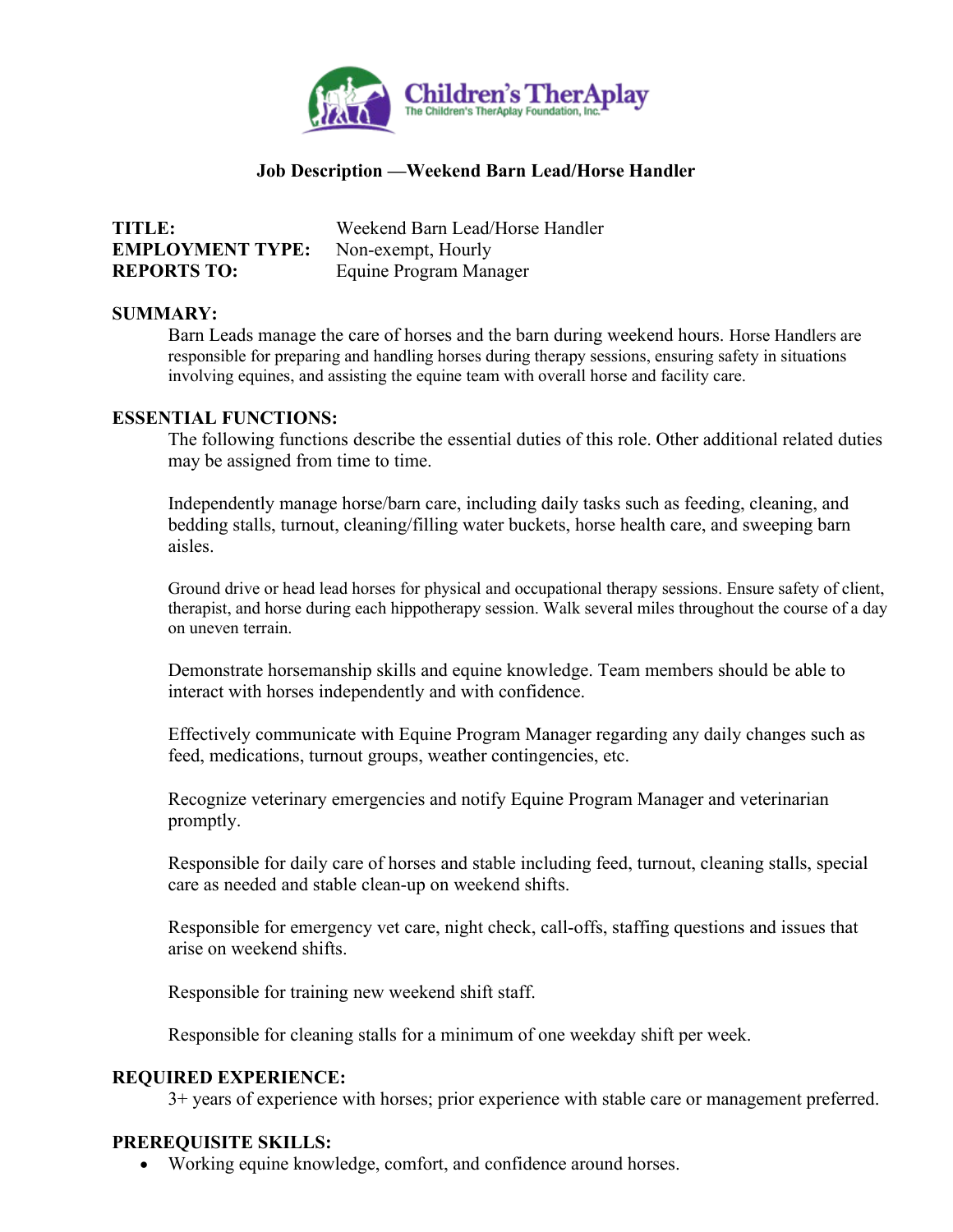Children's TherAplay
The Children's TherAplay Foundation, Inc.

## Job Description —Weekend Barn Lead/Horse Handler

**TITLE:** Weekend Barn Lead/Horse Handler
**EMPLOYMENT TYPE:** Non-exempt, Hourly
**REPORTS TO:** Equine Program Manager

### SUMMARY:

Barn Leads manage the care of horses and the barn during weekend hours. Horse Handlers are responsible for preparing and handling horses during therapy sessions, ensuring safety in situations involving equines, and assisting the equine team with overall horse and facility care.

### ESSENTIAL FUNCTIONS:

The following functions describe the essential duties of this role. Other additional related duties may be assigned from time to time.

Independently manage horse/barn care, including daily tasks such as feeding, cleaning, and bedding stalls, turnout, cleaning/filling water buckets, horse health care, and sweeping barn aisles.

Ground drive or head lead horses for physical and occupational therapy sessions. Ensure safety of client, therapist, and horse during each hippotherapy session. Walk several miles throughout the course of a day on uneven terrain.

Demonstrate horsemanship skills and equine knowledge. Team members should be able to interact with horses independently and with confidence.

Effectively communicate with Equine Program Manager regarding any daily changes such as feed, medications, turnout groups, weather contingencies, etc.

Recognize veterinary emergencies and notify Equine Program Manager and veterinarian promptly.

Responsible for daily care of horses and stable including feed, turnout, cleaning stalls, special care as needed and stable clean-up on weekend shifts.

Responsible for emergency vet care, night check, call-offs, staffing questions and issues that arise on weekend shifts.

Responsible for training new weekend shift staff.

Responsible for cleaning stalls for a minimum of one weekday shift per week.

### REQUIRED EXPERIENCE:

3+ years of experience with horses; prior experience with stable care or management preferred.

### PREREQUISITE SKILLS:

- Working equine knowledge, comfort, and confidence around horses.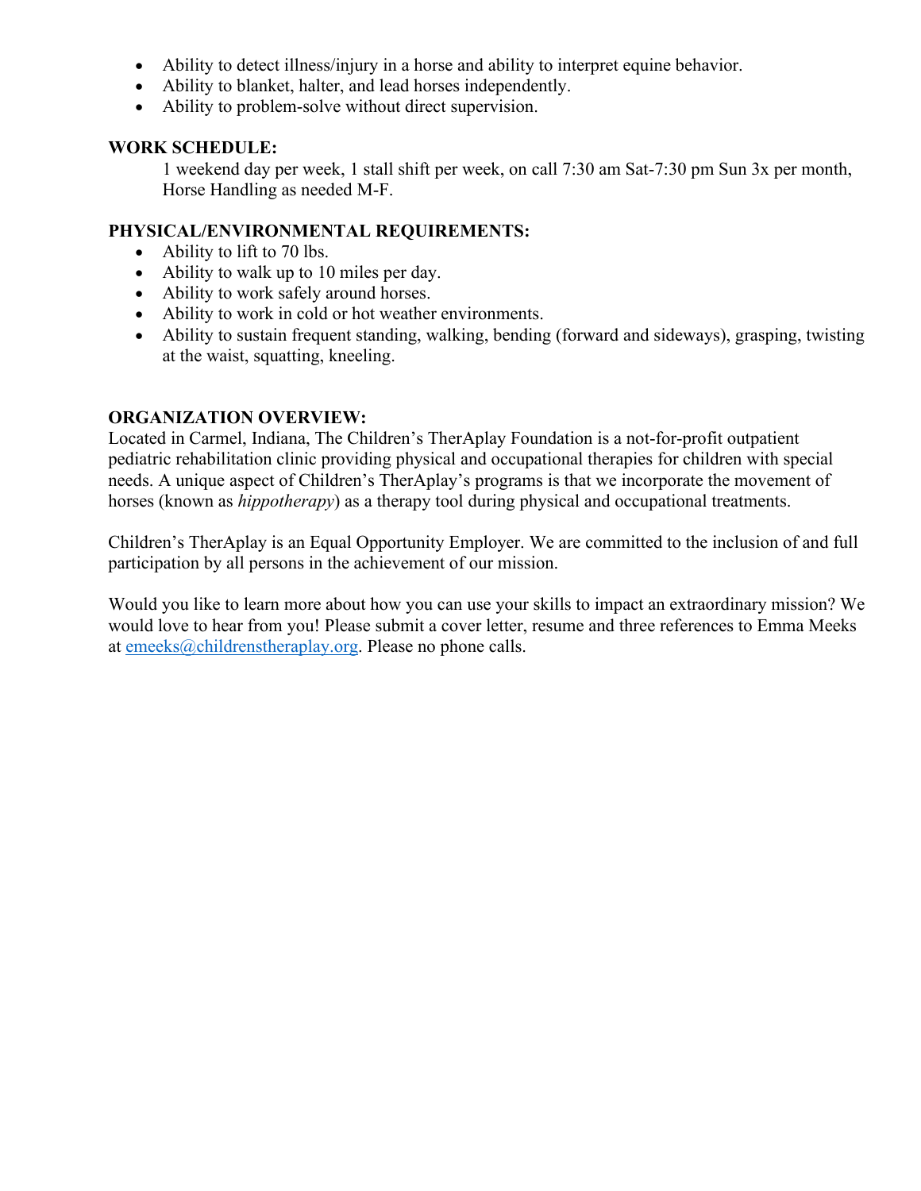- Ability to detect illness/injury in a horse and ability to interpret equine behavior.
- Ability to blanket, halter, and lead horses independently.
- Ability to problem-solve without direct supervision.

**WORK SCHEDULE:**

1 weekend day per week, 1 stall shift per week, on call 7:30 am Sat-7:30 pm Sun 3x per month, Horse Handling as needed M-F.

**PHYSICAL/ENVIRONMENTAL REQUIREMENTS:**

- Ability to lift to 70 lbs.
- Ability to walk up to 10 miles per day.
- Ability to work safely around horses.
- Ability to work in cold or hot weather environments.
- Ability to sustain frequent standing, walking, bending (forward and sideways), grasping, twisting at the waist, squatting, kneeling.

**ORGANIZATION OVERVIEW:**

Located in Carmel, Indiana, The Children's TherAplay Foundation is a not-for-profit outpatient pediatric rehabilitation clinic providing physical and occupational therapies for children with special needs. A unique aspect of Children's TherAplay's programs is that we incorporate the movement of horses (known as *hippotherapy*) as a therapy tool during physical and occupational treatments.

Children's TherAplay is an Equal Opportunity Employer. We are committed to the inclusion of and full participation by all persons in the achievement of our mission.

Would you like to learn more about how you can use your skills to impact an extraordinary mission? We would love to hear from you! Please submit a cover letter, resume and three references to Emma Meeks at emeeks@childrenstheraplay.org. Please no phone calls.